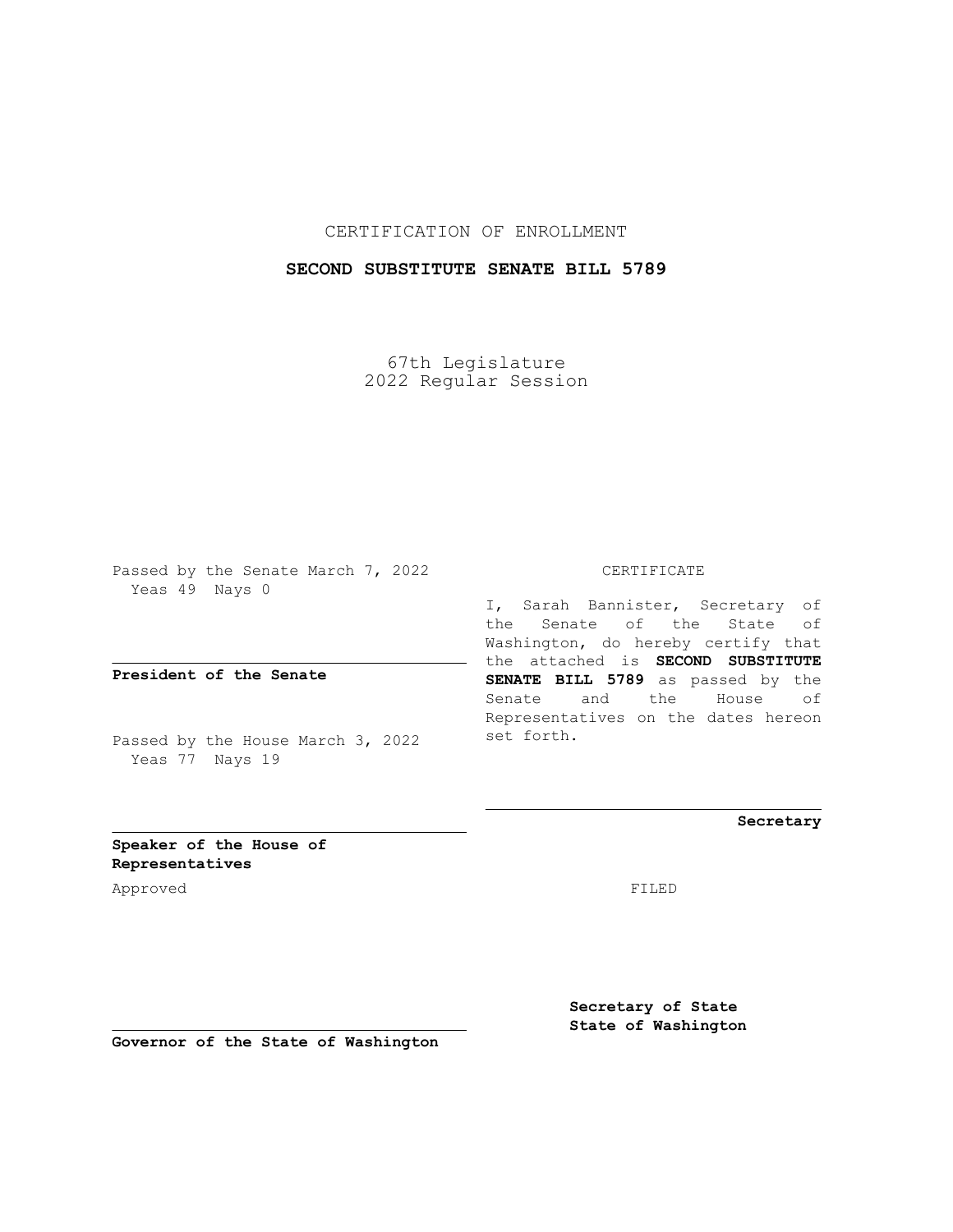CERTIFICATION OF ENROLLMENT

**SECOND SUBSTITUTE SENATE BILL 5789**

67th Legislature
2022 Regular Session

Passed by the Senate March 7, 2022
Yeas 49 Nays 0

**President of the Senate**

Passed by the House March 3, 2022
Yeas 77 Nays 19

**Speaker of the House of Representatives**

Approved

**Governor of the State of Washington**

CERTIFICATE

I, Sarah Bannister, Secretary of the Senate of the State of Washington, do hereby certify that the attached is **SECOND SUBSTITUTE SENATE BILL 5789** as passed by the Senate and the House of Representatives on the dates hereon set forth.

**Secretary**

FILED

**Secretary of State**
**State of Washington**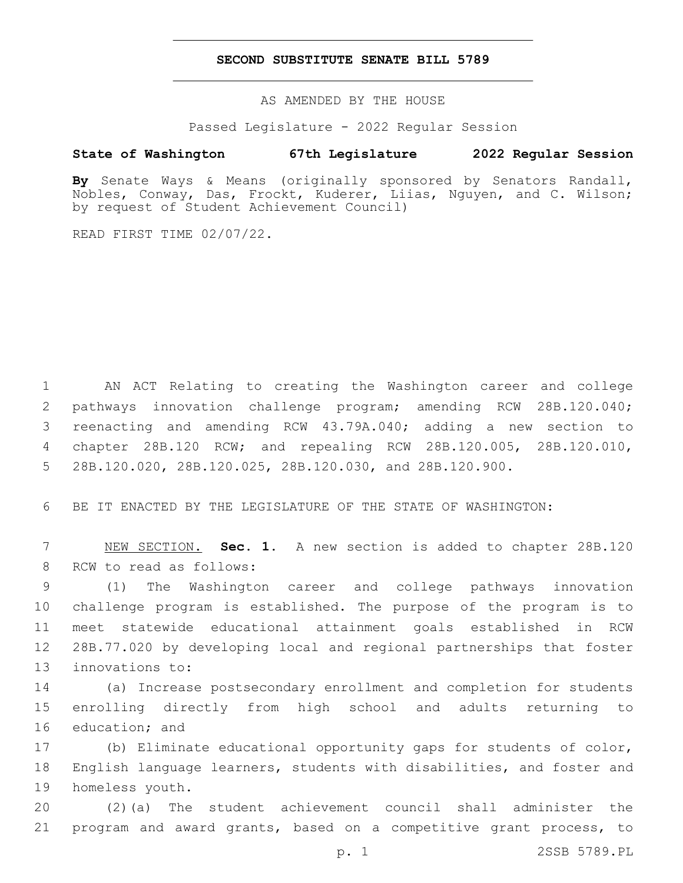# SECOND SUBSTITUTE SENATE BILL 5789

AS AMENDED BY THE HOUSE

Passed Legislature - 2022 Regular Session

**State of Washington 67th Legislature 2022 Regular Session**

**By** Senate Ways & Means (originally sponsored by Senators Randall, Nobles, Conway, Das, Frockt, Kuderer, Liias, Nguyen, and C. Wilson; by request of Student Achievement Council)

READ FIRST TIME 02/07/22.

AN ACT Relating to creating the Washington career and college pathways innovation challenge program; amending RCW 28B.120.040; reenacting and amending RCW 43.79A.040; adding a new section to chapter 28B.120 RCW; and repealing RCW 28B.120.005, 28B.120.010, 28B.120.020, 28B.120.025, 28B.120.030, and 28B.120.900.

BE IT ENACTED BY THE LEGISLATURE OF THE STATE OF WASHINGTON:

NEW SECTION. **Sec. 1.** A new section is added to chapter 28B.120 RCW to read as follows:

(1) The Washington career and college pathways innovation challenge program is established. The purpose of the program is to meet statewide educational attainment goals established in RCW 28B.77.020 by developing local and regional partnerships that foster innovations to:

(a) Increase postsecondary enrollment and completion for students enrolling directly from high school and adults returning to education; and

(b) Eliminate educational opportunity gaps for students of color, English language learners, students with disabilities, and foster and homeless youth.

(2)(a) The student achievement council shall administer the program and award grants, based on a competitive grant process, to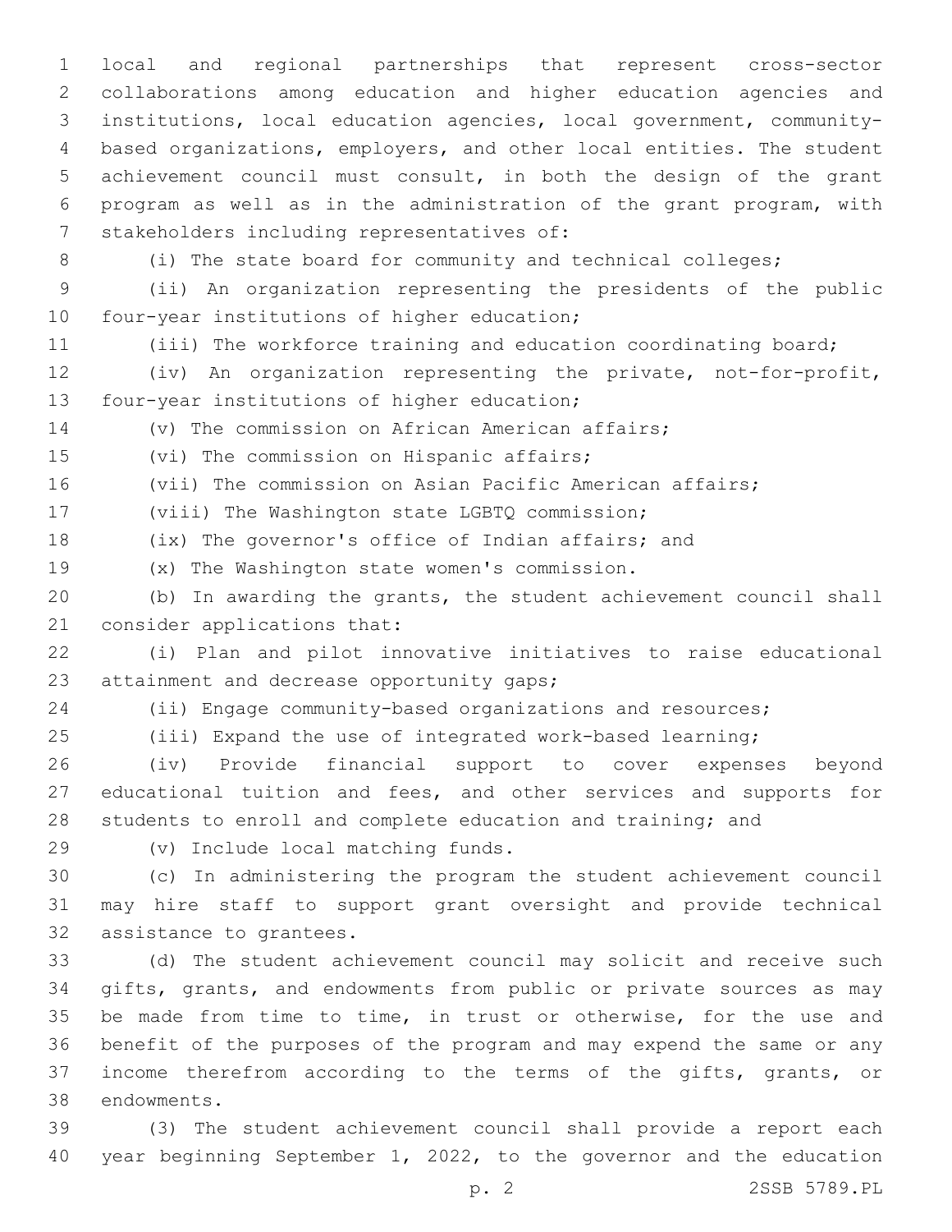local and regional partnerships that represent cross-sector collaborations among education and higher education agencies and institutions, local education agencies, local government, community-based organizations, employers, and other local entities. The student achievement council must consult, in both the design of the grant program as well as in the administration of the grant program, with stakeholders including representatives of:

(i) The state board for community and technical colleges;

(ii) An organization representing the presidents of the public four-year institutions of higher education;

(iii) The workforce training and education coordinating board;

(iv) An organization representing the private, not-for-profit, four-year institutions of higher education;

(v) The commission on African American affairs;

(vi) The commission on Hispanic affairs;

(vii) The commission on Asian Pacific American affairs;

(viii) The Washington state LGBTQ commission;

(ix) The governor's office of Indian affairs; and

(x) The Washington state women's commission.

(b) In awarding the grants, the student achievement council shall consider applications that:

(i) Plan and pilot innovative initiatives to raise educational attainment and decrease opportunity gaps;

(ii) Engage community-based organizations and resources;

(iii) Expand the use of integrated work-based learning;

(iv) Provide financial support to cover expenses beyond educational tuition and fees, and other services and supports for students to enroll and complete education and training; and

(v) Include local matching funds.

(c) In administering the program the student achievement council may hire staff to support grant oversight and provide technical assistance to grantees.

(d) The student achievement council may solicit and receive such gifts, grants, and endowments from public or private sources as may be made from time to time, in trust or otherwise, for the use and benefit of the purposes of the program and may expend the same or any income therefrom according to the terms of the gifts, grants, or endowments.

(3) The student achievement council shall provide a report each year beginning September 1, 2022, to the governor and the education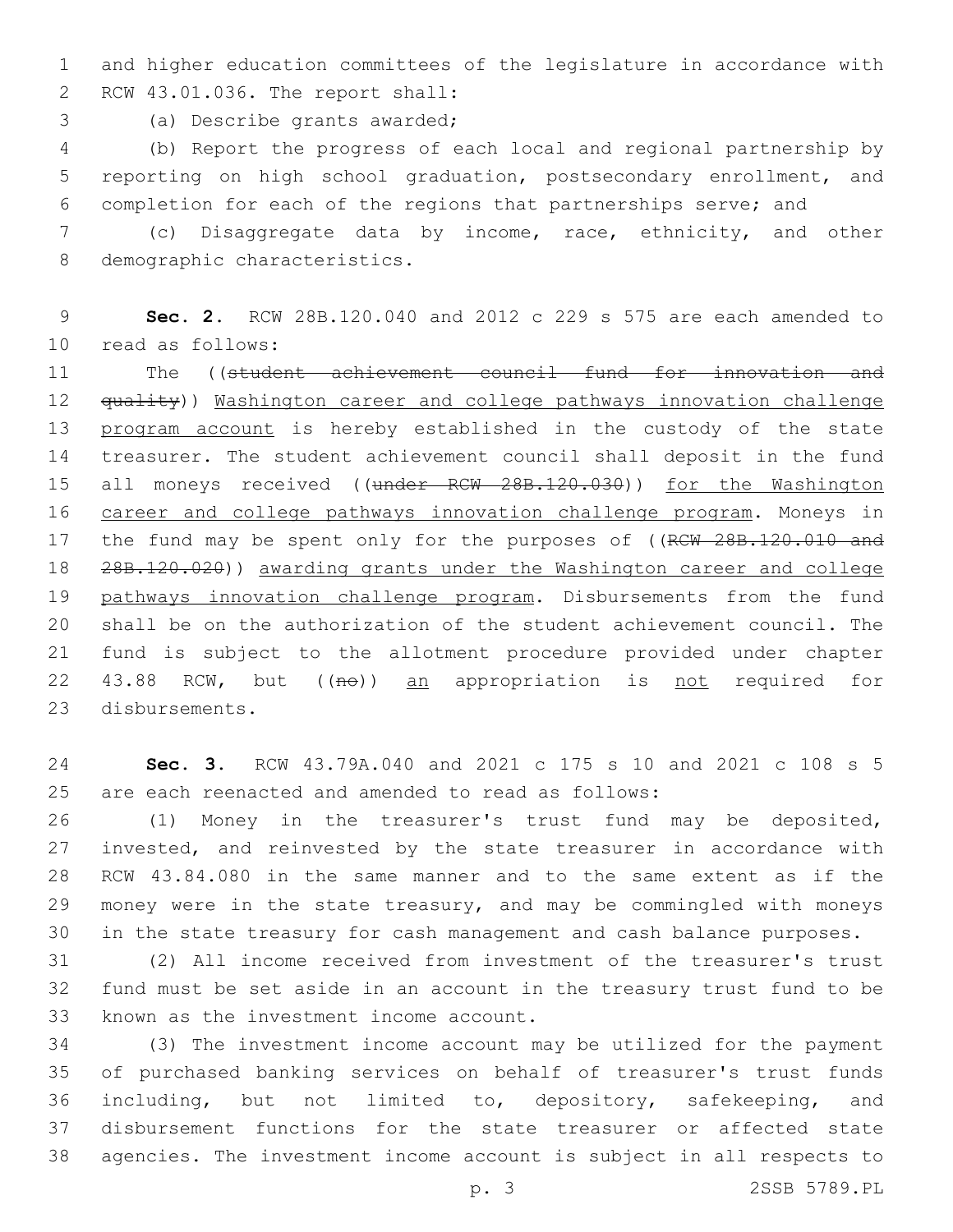and higher education committees of the legislature in accordance with RCW 43.01.036. The report shall:

(a) Describe grants awarded;

(b) Report the progress of each local and regional partnership by reporting on high school graduation, postsecondary enrollment, and completion for each of the regions that partnerships serve; and

(c) Disaggregate data by income, race, ethnicity, and other demographic characteristics.

**Sec. 2.** RCW 28B.120.040 and 2012 c 229 s 575 are each amended to read as follows:

The ((~~student achievement council fund for innovation and quality~~)) <u>Washington career and college pathways innovation challenge program account</u> is hereby established in the custody of the state treasurer. The student achievement council shall deposit in the fund all moneys received ((~~under RCW 28B.120.030~~)) <u>for the Washington career and college pathways innovation challenge program</u>. Moneys in the fund may be spent only for the purposes of ((~~RCW 28B.120.010 and 28B.120.020~~)) <u>awarding grants under the Washington career and college pathways innovation challenge program</u>. Disbursements from the fund shall be on the authorization of the student achievement council. The fund is subject to the allotment procedure provided under chapter 43.88 RCW, but ((~~no~~)) <u>an</u> appropriation is <u>not</u> required for disbursements.

**Sec. 3.** RCW 43.79A.040 and 2021 c 175 s 10 and 2021 c 108 s 5 are each reenacted and amended to read as follows:

(1) Money in the treasurer's trust fund may be deposited, invested, and reinvested by the state treasurer in accordance with RCW 43.84.080 in the same manner and to the same extent as if the money were in the state treasury, and may be commingled with moneys in the state treasury for cash management and cash balance purposes.

(2) All income received from investment of the treasurer's trust fund must be set aside in an account in the treasury trust fund to be known as the investment income account.

(3) The investment income account may be utilized for the payment of purchased banking services on behalf of treasurer's trust funds including, but not limited to, depository, safekeeping, and disbursement functions for the state treasurer or affected state agencies. The investment income account is subject in all respects to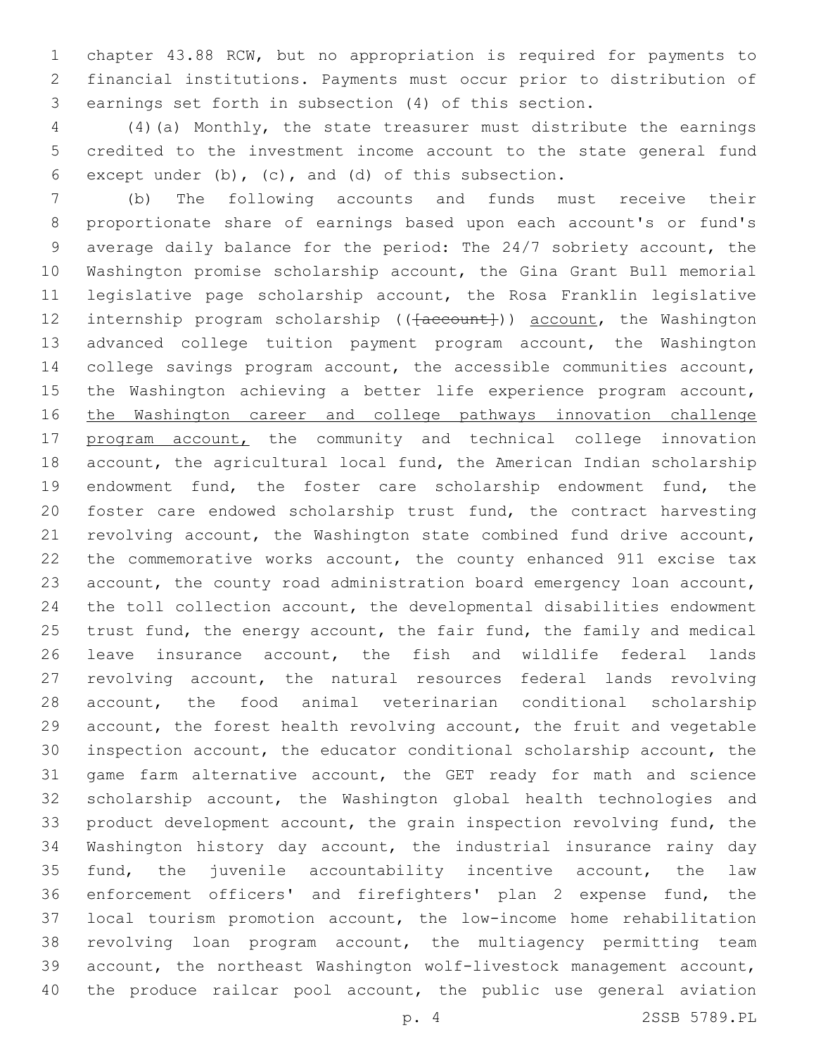chapter 43.88 RCW, but no appropriation is required for payments to financial institutions. Payments must occur prior to distribution of earnings set forth in subsection (4) of this section.

(4)(a) Monthly, the state treasurer must distribute the earnings credited to the investment income account to the state general fund except under (b), (c), and (d) of this subsection.

(b) The following accounts and funds must receive their proportionate share of earnings based upon each account's or fund's average daily balance for the period: The 24/7 sobriety account, the Washington promise scholarship account, the Gina Grant Bull memorial legislative page scholarship account, the Rosa Franklin legislative internship program scholarship (([account])) account, the Washington advanced college tuition payment program account, the Washington college savings program account, the accessible communities account, the Washington achieving a better life experience program account, the Washington career and college pathways innovation challenge program account, the community and technical college innovation account, the agricultural local fund, the American Indian scholarship endowment fund, the foster care scholarship endowment fund, the foster care endowed scholarship trust fund, the contract harvesting revolving account, the Washington state combined fund drive account, the commemorative works account, the county enhanced 911 excise tax account, the county road administration board emergency loan account, the toll collection account, the developmental disabilities endowment trust fund, the energy account, the fair fund, the family and medical leave insurance account, the fish and wildlife federal lands revolving account, the natural resources federal lands revolving account, the food animal veterinarian conditional scholarship account, the forest health revolving account, the fruit and vegetable inspection account, the educator conditional scholarship account, the game farm alternative account, the GET ready for math and science scholarship account, the Washington global health technologies and product development account, the grain inspection revolving fund, the Washington history day account, the industrial insurance rainy day fund, the juvenile accountability incentive account, the law enforcement officers' and firefighters' plan 2 expense fund, the local tourism promotion account, the low-income home rehabilitation revolving loan program account, the multiagency permitting team account, the northeast Washington wolf-livestock management account, the produce railcar pool account, the public use general aviation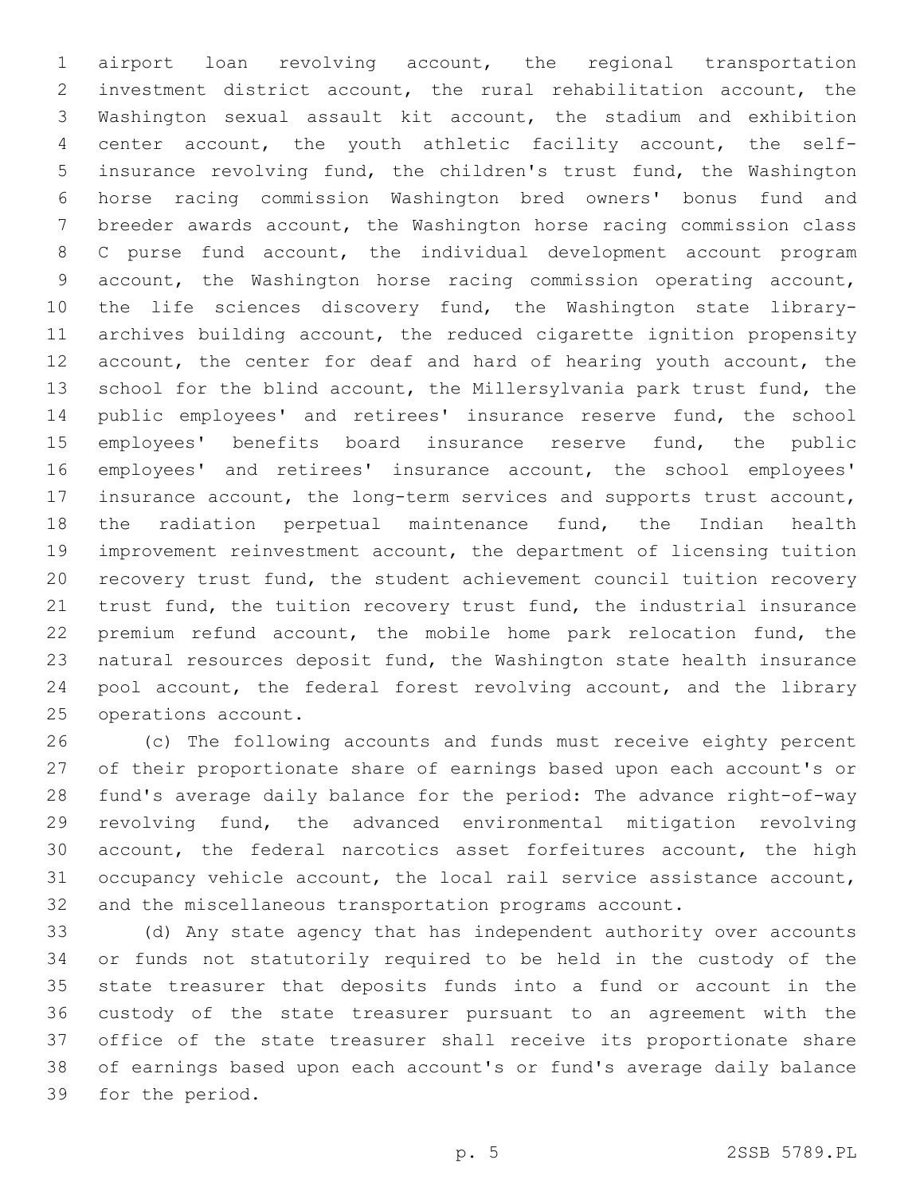airport loan revolving account, the regional transportation investment district account, the rural rehabilitation account, the Washington sexual assault kit account, the stadium and exhibition center account, the youth athletic facility account, the self-insurance revolving fund, the children's trust fund, the Washington horse racing commission Washington bred owners' bonus fund and breeder awards account, the Washington horse racing commission class C purse fund account, the individual development account program account, the Washington horse racing commission operating account, the life sciences discovery fund, the Washington state library-archives building account, the reduced cigarette ignition propensity account, the center for deaf and hard of hearing youth account, the school for the blind account, the Millersylvania park trust fund, the public employees' and retirees' insurance reserve fund, the school employees' benefits board insurance reserve fund, the public employees' and retirees' insurance account, the school employees' insurance account, the long-term services and supports trust account, the radiation perpetual maintenance fund, the Indian health improvement reinvestment account, the department of licensing tuition recovery trust fund, the student achievement council tuition recovery trust fund, the tuition recovery trust fund, the industrial insurance premium refund account, the mobile home park relocation fund, the natural resources deposit fund, the Washington state health insurance pool account, the federal forest revolving account, and the library operations account.

(c) The following accounts and funds must receive eighty percent of their proportionate share of earnings based upon each account's or fund's average daily balance for the period: The advance right-of-way revolving fund, the advanced environmental mitigation revolving account, the federal narcotics asset forfeitures account, the high occupancy vehicle account, the local rail service assistance account, and the miscellaneous transportation programs account.

(d) Any state agency that has independent authority over accounts or funds not statutorily required to be held in the custody of the state treasurer that deposits funds into a fund or account in the custody of the state treasurer pursuant to an agreement with the office of the state treasurer shall receive its proportionate share of earnings based upon each account's or fund's average daily balance for the period.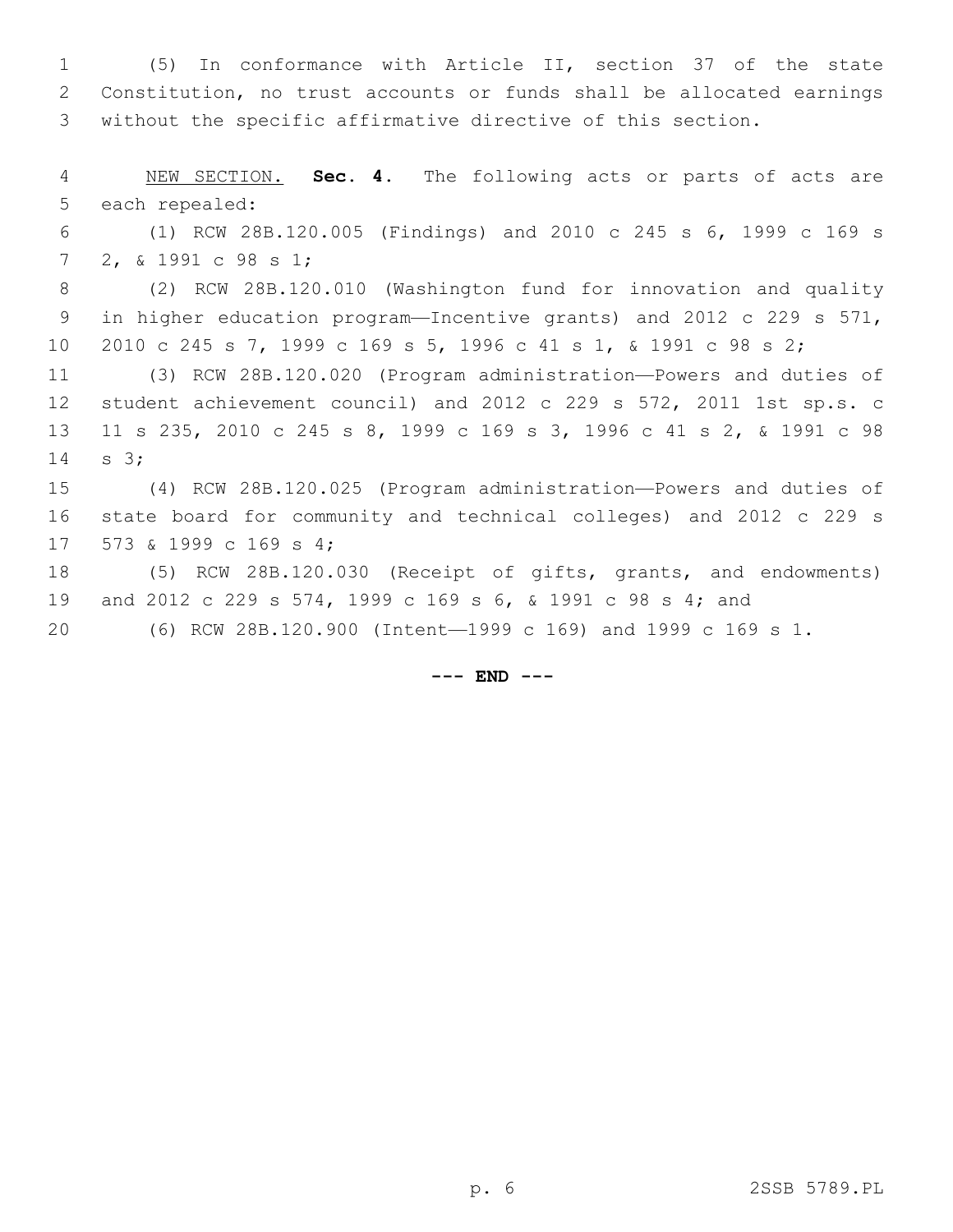(5) In conformance with Article II, section 37 of the state Constitution, no trust accounts or funds shall be allocated earnings without the specific affirmative directive of this section.

NEW SECTION. **Sec. 4.** The following acts or parts of acts are each repealed:

(1) RCW 28B.120.005 (Findings) and 2010 c 245 s 6, 1999 c 169 s 2, & 1991 c 98 s 1;

(2) RCW 28B.120.010 (Washington fund for innovation and quality in higher education program—Incentive grants) and 2012 c 229 s 571, 2010 c 245 s 7, 1999 c 169 s 5, 1996 c 41 s 1, & 1991 c 98 s 2;

(3) RCW 28B.120.020 (Program administration—Powers and duties of student achievement council) and 2012 c 229 s 572, 2011 1st sp.s. c 11 s 235, 2010 c 245 s 8, 1999 c 169 s 3, 1996 c 41 s 2, & 1991 c 98 s 3;

(4) RCW 28B.120.025 (Program administration—Powers and duties of state board for community and technical colleges) and 2012 c 229 s 573 & 1999 c 169 s 4;

(5) RCW 28B.120.030 (Receipt of gifts, grants, and endowments) and 2012 c 229 s 574, 1999 c 169 s 6, & 1991 c 98 s 4; and

(6) RCW 28B.120.900 (Intent—1999 c 169) and 1999 c 169 s 1.

**--- END ---**